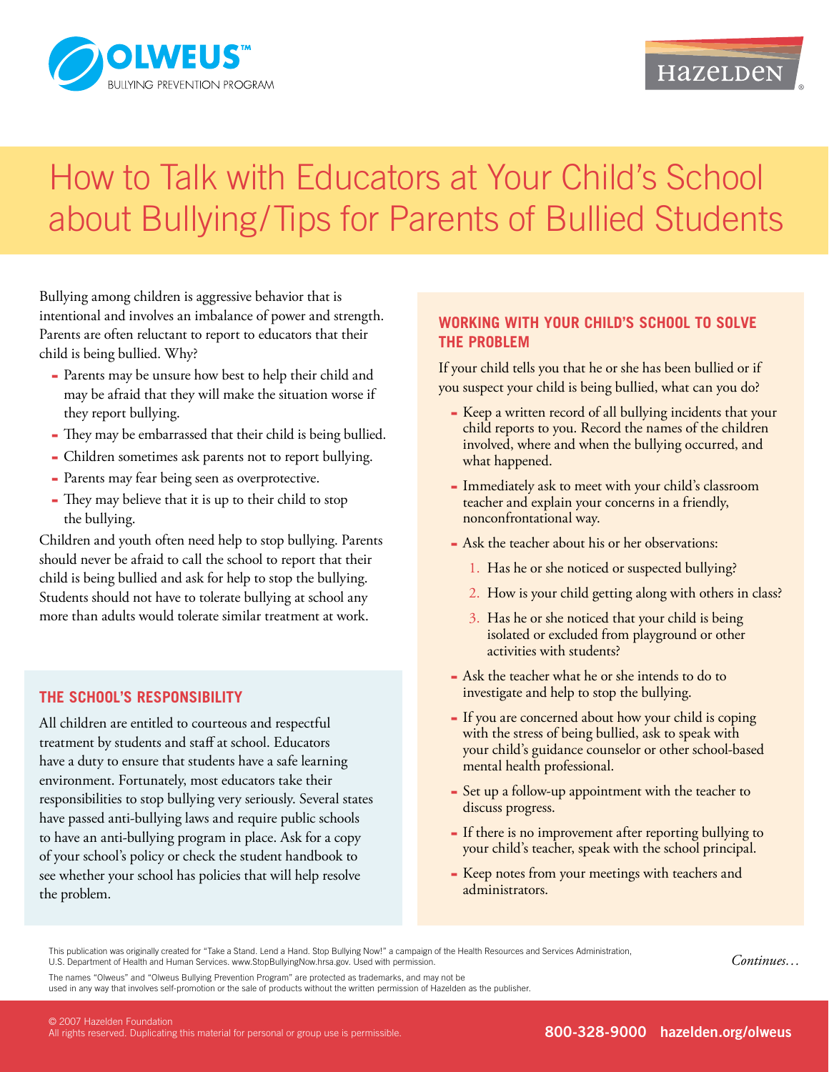OLWEUS™ BULLYING PREVENTION PROGRAM

HAZELDEN

# How to Talk with Educators at Your Child's School about Bullying/Tips for Parents of Bullied Students

Bullying among children is aggressive behavior that is intentional and involves an imbalance of power and strength. Parents are often reluctant to report to educators that their child is being bullied. Why?

- Parents may be unsure how best to help their child and may be afraid that they will make the situation worse if they report bullying.
- They may be embarrassed that their child is being bullied.
- Children sometimes ask parents not to report bullying.
- Parents may fear being seen as overprotective.
- They may believe that it is up to their child to stop the bullying.

Children and youth often need help to stop bullying. Parents should never be afraid to call the school to report that their child is being bullied and ask for help to stop the bullying. Students should not have to tolerate bullying at school any more than adults would tolerate similar treatment at work.

## THE SCHOOL'S RESPONSIBILITY

All children are entitled to courteous and respectful treatment by students and staff at school. Educators have a duty to ensure that students have a safe learning environment. Fortunately, most educators take their responsibilities to stop bullying very seriously. Several states have passed anti-bullying laws and require public schools to have an anti-bullying program in place. Ask for a copy of your school's policy or check the student handbook to see whether your school has policies that will help resolve the problem.

## WORKING WITH YOUR CHILD'S SCHOOL TO SOLVE THE PROBLEM

If your child tells you that he or she has been bullied or if you suspect your child is being bullied, what can you do?

- Keep a written record of all bullying incidents that your child reports to you. Record the names of the children involved, where and when the bullying occurred, and what happened.
- Immediately ask to meet with your child's classroom teacher and explain your concerns in a friendly, nonconfrontational way.
- Ask the teacher about his or her observations:
  1. Has he or she noticed or suspected bullying?
  2. How is your child getting along with others in class?
  3. Has he or she noticed that your child is being isolated or excluded from playground or other activities with students?
- Ask the teacher what he or she intends to do to investigate and help to stop the bullying.
- If you are concerned about how your child is coping with the stress of being bullied, ask to speak with your child's guidance counselor or other school-based mental health professional.
- Set up a follow-up appointment with the teacher to discuss progress.
- If there is no improvement after reporting bullying to your child's teacher, speak with the school principal.
- Keep notes from your meetings with teachers and administrators.

This publication was originally created for "Take a Stand. Lend a Hand. Stop Bullying Now!" a campaign of the Health Resources and Services Administration, U.S. Department of Health and Human Services. www.StopBullyingNow.hrsa.gov. Used with permission.

The names "Olweus" and "Olweus Bullying Prevention Program" are protected as trademarks, and may not be used in any way that involves self-promotion or the sale of products without the written permission of Hazelden as the publisher.

*Continues…*

© 2007 Hazelden Foundation
All rights reserved. Duplicating this material for personal or group use is permissible.

**800-328-9000 hazelden.org/olweus**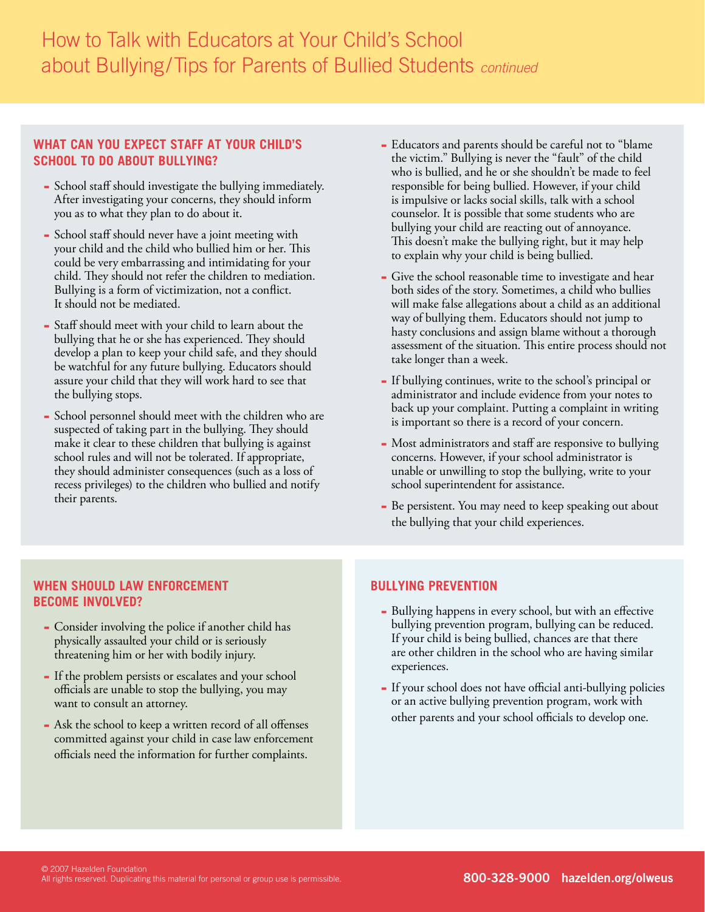# How to Talk with Educators at Your Child's School about Bullying/Tips for Parents of Bullied Students *continued*

## WHAT CAN YOU EXPECT STAFF AT YOUR CHILD'S SCHOOL TO DO ABOUT BULLYING?

- School staff should investigate the bullying immediately. After investigating your concerns, they should inform you as to what they plan to do about it.
- School staff should never have a joint meeting with your child and the child who bullied him or her. This could be very embarrassing and intimidating for your child. They should not refer the children to mediation. Bullying is a form of victimization, not a conflict. It should not be mediated.
- Staff should meet with your child to learn about the bullying that he or she has experienced. They should develop a plan to keep your child safe, and they should be watchful for any future bullying. Educators should assure your child that they will work hard to see that the bullying stops.
- School personnel should meet with the children who are suspected of taking part in the bullying. They should make it clear to these children that bullying is against school rules and will not be tolerated. If appropriate, they should administer consequences (such as a loss of recess privileges) to the children who bullied and notify their parents.
- Educators and parents should be careful not to "blame the victim." Bullying is never the "fault" of the child who is bullied, and he or she shouldn't be made to feel responsible for being bullied. However, if your child is impulsive or lacks social skills, talk with a school counselor. It is possible that some students who are bullying your child are reacting out of annoyance. This doesn't make the bullying right, but it may help to explain why your child is being bullied.
- Give the school reasonable time to investigate and hear both sides of the story. Sometimes, a child who bullies will make false allegations about a child as an additional way of bullying them. Educators should not jump to hasty conclusions and assign blame without a thorough assessment of the situation. This entire process should not take longer than a week.
- If bullying continues, write to the school's principal or administrator and include evidence from your notes to back up your complaint. Putting a complaint in writing is important so there is a record of your concern.
- Most administrators and staff are responsive to bullying concerns. However, if your school administrator is unable or unwilling to stop the bullying, write to your school superintendent for assistance.
- Be persistent. You may need to keep speaking out about the bullying that your child experiences.

## WHEN SHOULD LAW ENFORCEMENT BECOME INVOLVED?

- Consider involving the police if another child has physically assaulted your child or is seriously threatening him or her with bodily injury.
- If the problem persists or escalates and your school officials are unable to stop the bullying, you may want to consult an attorney.
- Ask the school to keep a written record of all offenses committed against your child in case law enforcement officials need the information for further complaints.

## BULLYING PREVENTION

- Bullying happens in every school, but with an effective bullying prevention program, bullying can be reduced. If your child is being bullied, chances are that there are other children in the school who are having similar experiences.
- If your school does not have official anti-bullying policies or an active bullying prevention program, work with other parents and your school officials to develop one.

© 2007 Hazelden Foundation
All rights reserved. Duplicating this material for personal or group use is permissible.

**800-328-9000 hazelden.org/olweus**